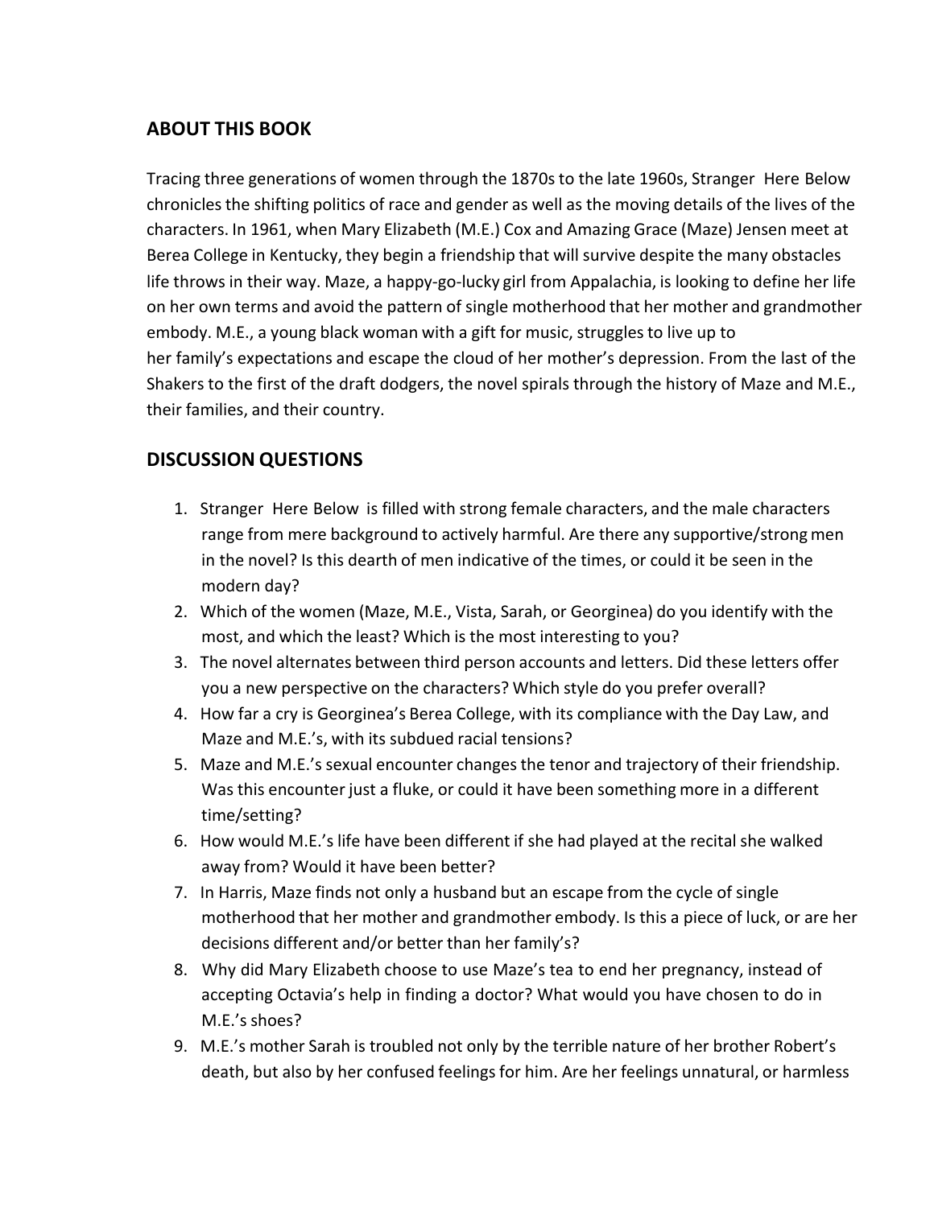## ABOUT THIS BOOK

Tracing three generations of women through the 1870s to the late 1960s, Stranger Here Below chronicles the shifting politics of race and gender as well as the moving details of the lives of the characters. In 1961, when Mary Elizabeth (M.E.) Cox and Amazing Grace (Maze) Jensen meet at Berea College in Kentucky, they begin a friendship that will survive despite the many obstacles life throws in their way. Maze, a happy-go-lucky girl from Appalachia, is looking to define her life on her own terms and avoid the pattern of single motherhood that her mother and grandmother embody. M.E., a young black woman with a gift for music, struggles to live up to her family's expectations and escape the cloud of her mother's depression. From the last of the Shakers to the first of the draft dodgers, the novel spirals through the history of Maze and M.E., their families, and their country.

## DISCUSSION QUESTIONS

1. Stranger Here Below is filled with strong female characters, and the male characters range from mere background to actively harmful. Are there any supportive/strong men in the novel? Is this dearth of men indicative of the times, or could it be seen in the modern day?
2. Which of the women (Maze, M.E., Vista, Sarah, or Georginea) do you identify with the most, and which the least? Which is the most interesting to you?
3. The novel alternates between third person accounts and letters. Did these letters offer you a new perspective on the characters? Which style do you prefer overall?
4. How far a cry is Georginea's Berea College, with its compliance with the Day Law, and Maze and M.E.'s, with its subdued racial tensions?
5. Maze and M.E.'s sexual encounter changes the tenor and trajectory of their friendship. Was this encounter just a fluke, or could it have been something more in a different time/setting?
6. How would M.E.'s life have been different if she had played at the recital she walked away from? Would it have been better?
7. In Harris, Maze finds not only a husband but an escape from the cycle of single motherhood that her mother and grandmother embody. Is this a piece of luck, or are her decisions different and/or better than her family's?
8. Why did Mary Elizabeth choose to use Maze's tea to end her pregnancy, instead of accepting Octavia's help in finding a doctor? What would you have chosen to do in M.E.'s shoes?
9. M.E.'s mother Sarah is troubled not only by the terrible nature of her brother Robert's death, but also by her confused feelings for him. Are her feelings unnatural, or harmless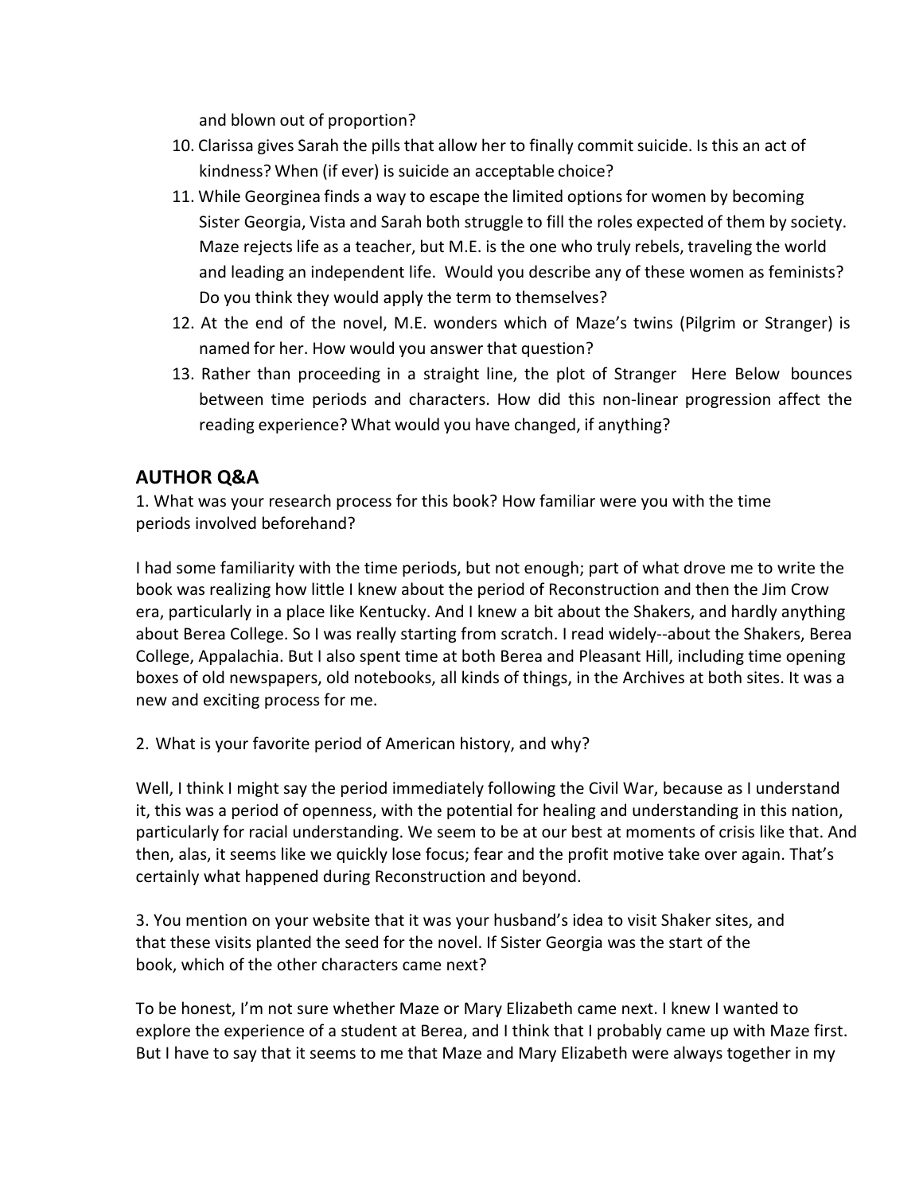and blown out of proportion?

10. Clarissa gives Sarah the pills that allow her to finally commit suicide. Is this an act of kindness? When (if ever) is suicide an acceptable choice?
11. While Georginea finds a way to escape the limited options for women by becoming Sister Georgia, Vista and Sarah both struggle to fill the roles expected of them by society. Maze rejects life as a teacher, but M.E. is the one who truly rebels, traveling the world and leading an independent life. Would you describe any of these women as feminists? Do you think they would apply the term to themselves?
12. At the end of the novel, M.E. wonders which of Maze's twins (Pilgrim or Stranger) is named for her. How would you answer that question?
13. Rather than proceeding in a straight line, the plot of Stranger Here Below bounces between time periods and characters. How did this non-linear progression affect the reading experience? What would you have changed, if anything?

## AUTHOR Q&A

1. What was your research process for this book? How familiar were you with the time periods involved beforehand?

I had some familiarity with the time periods, but not enough; part of what drove me to write the book was realizing how little I knew about the period of Reconstruction and then the Jim Crow era, particularly in a place like Kentucky. And I knew a bit about the Shakers, and hardly anything about Berea College. So I was really starting from scratch. I read widely--about the Shakers, Berea College, Appalachia. But I also spent time at both Berea and Pleasant Hill, including time opening boxes of old newspapers, old notebooks, all kinds of things, in the Archives at both sites. It was a new and exciting process for me.

2. What is your favorite period of American history, and why?

Well, I think I might say the period immediately following the Civil War, because as I understand it, this was a period of openness, with the potential for healing and understanding in this nation, particularly for racial understanding. We seem to be at our best at moments of crisis like that. And then, alas, it seems like we quickly lose focus; fear and the profit motive take over again. That's certainly what happened during Reconstruction and beyond.

3. You mention on your website that it was your husband's idea to visit Shaker sites, and that these visits planted the seed for the novel. If Sister Georgia was the start of the book, which of the other characters came next?

To be honest, I'm not sure whether Maze or Mary Elizabeth came next. I knew I wanted to explore the experience of a student at Berea, and I think that I probably came up with Maze first. But I have to say that it seems to me that Maze and Mary Elizabeth were always together in my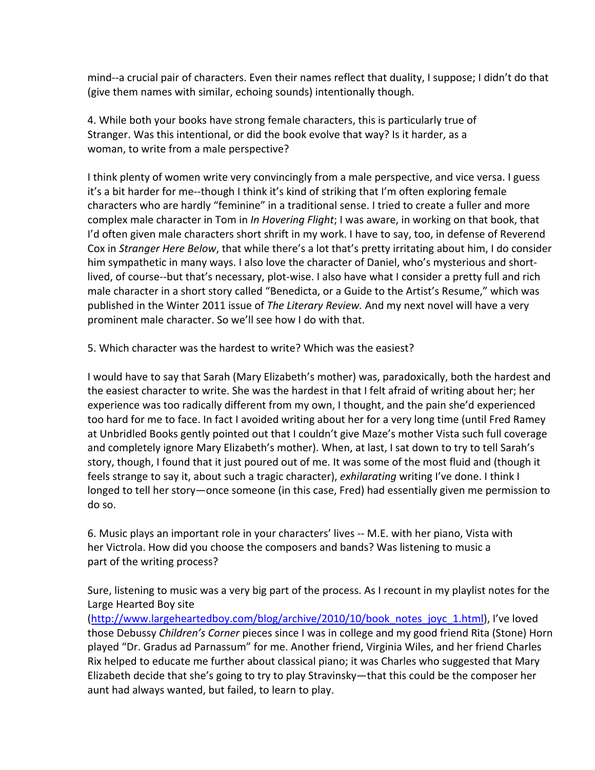mind--a crucial pair of characters. Even their names reflect that duality, I suppose; I didn't do that (give them names with similar, echoing sounds) intentionally though.

4. While both your books have strong female characters, this is particularly true of Stranger. Was this intentional, or did the book evolve that way? Is it harder, as a woman, to write from a male perspective?

I think plenty of women write very convincingly from a male perspective, and vice versa. I guess it's a bit harder for me--though I think it's kind of striking that I'm often exploring female characters who are hardly "feminine" in a traditional sense. I tried to create a fuller and more complex male character in Tom in *In Hovering Flight*; I was aware, in working on that book, that I'd often given male characters short shrift in my work. I have to say, too, in defense of Reverend Cox in *Stranger Here Below*, that while there's a lot that's pretty irritating about him, I do consider him sympathetic in many ways. I also love the character of Daniel, who's mysterious and short-lived, of course--but that's necessary, plot-wise. I also have what I consider a pretty full and rich male character in a short story called "Benedicta, or a Guide to the Artist's Resume," which was published in the Winter 2011 issue of *The Literary Review.* And my next novel will have a very prominent male character. So we'll see how I do with that.

5. Which character was the hardest to write? Which was the easiest?

I would have to say that Sarah (Mary Elizabeth's mother) was, paradoxically, both the hardest and the easiest character to write. She was the hardest in that I felt afraid of writing about her; her experience was too radically different from my own, I thought, and the pain she'd experienced too hard for me to face. In fact I avoided writing about her for a very long time (until Fred Ramey at Unbridled Books gently pointed out that I couldn't give Maze's mother Vista such full coverage and completely ignore Mary Elizabeth's mother). When, at last, I sat down to try to tell Sarah's story, though, I found that it just poured out of me. It was some of the most fluid and (though it feels strange to say it, about such a tragic character), *exhilarating* writing I've done. I think I longed to tell her story—once someone (in this case, Fred) had essentially given me permission to do so.

6. Music plays an important role in your characters' lives -- M.E. with her piano, Vista with her Victrola. How did you choose the composers and bands? Was listening to music a part of the writing process?

Sure, listening to music was a very big part of the process. As I recount in my playlist notes for the Large Hearted Boy site (http://www.largeheartedboy.com/blog/archive/2010/10/book_notes_joyc_1.html), I've loved those Debussy *Children's Corner* pieces since I was in college and my good friend Rita (Stone) Horn played "Dr. Gradus ad Parnassum" for me. Another friend, Virginia Wiles, and her friend Charles Rix helped to educate me further about classical piano; it was Charles who suggested that Mary Elizabeth decide that she's going to try to play Stravinsky—that this could be the composer her aunt had always wanted, but failed, to learn to play.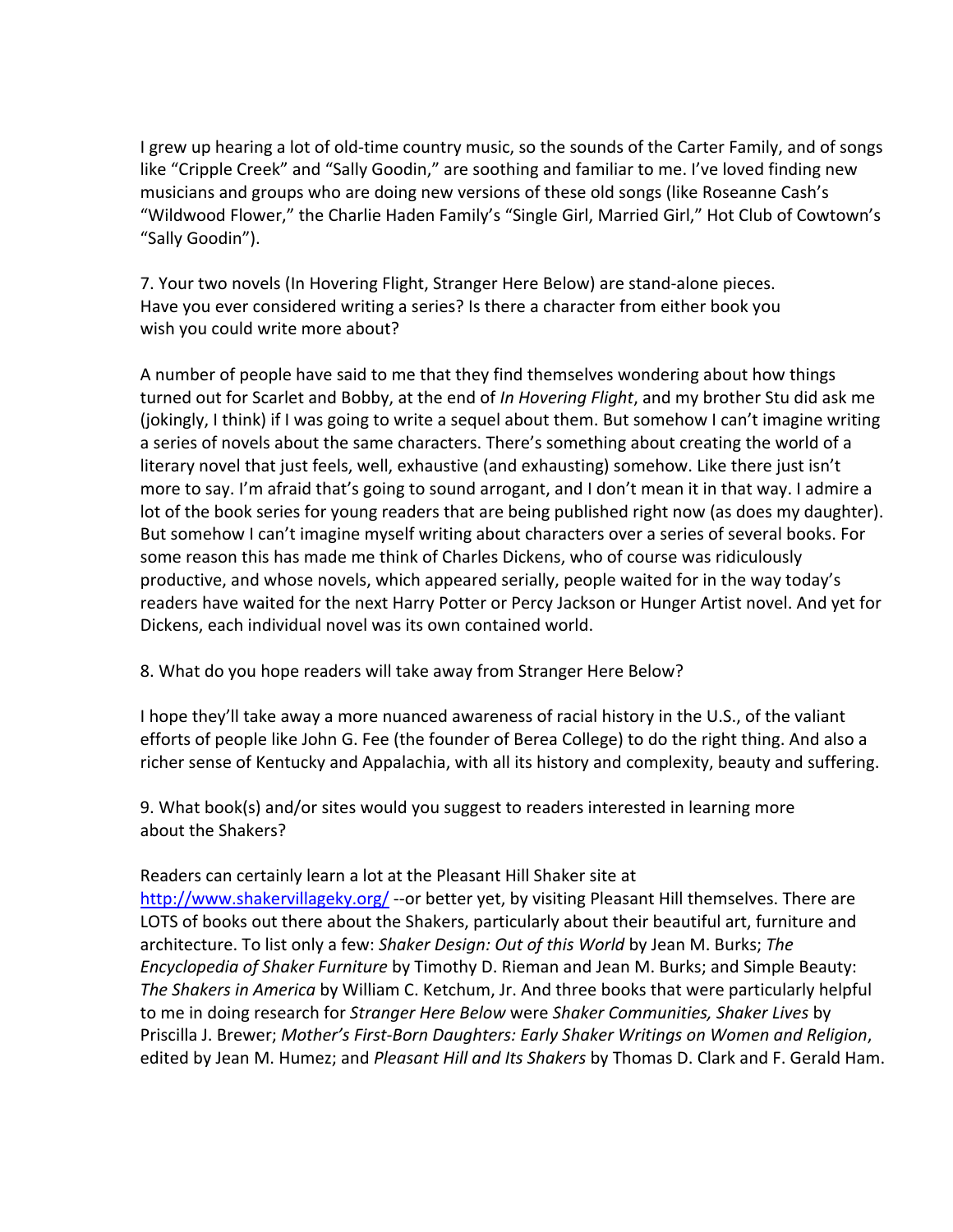I grew up hearing a lot of old-time country music, so the sounds of the Carter Family, and of songs like "Cripple Creek" and "Sally Goodin," are soothing and familiar to me. I've loved finding new musicians and groups who are doing new versions of these old songs (like Roseanne Cash's "Wildwood Flower," the Charlie Haden Family's "Single Girl, Married Girl," Hot Club of Cowtown's "Sally Goodin").

7. Your two novels (In Hovering Flight, Stranger Here Below) are stand-alone pieces. Have you ever considered writing a series? Is there a character from either book you wish you could write more about?

A number of people have said to me that they find themselves wondering about how things turned out for Scarlet and Bobby, at the end of *In Hovering Flight*, and my brother Stu did ask me (jokingly, I think) if I was going to write a sequel about them. But somehow I can't imagine writing a series of novels about the same characters. There's something about creating the world of a literary novel that just feels, well, exhaustive (and exhausting) somehow. Like there just isn't more to say. I'm afraid that's going to sound arrogant, and I don't mean it in that way. I admire a lot of the book series for young readers that are being published right now (as does my daughter). But somehow I can't imagine myself writing about characters over a series of several books. For some reason this has made me think of Charles Dickens, who of course was ridiculously productive, and whose novels, which appeared serially, people waited for in the way today's readers have waited for the next Harry Potter or Percy Jackson or Hunger Artist novel. And yet for Dickens, each individual novel was its own contained world.

8. What do you hope readers will take away from Stranger Here Below?

I hope they'll take away a more nuanced awareness of racial history in the U.S., of the valiant efforts of people like John G. Fee (the founder of Berea College) to do the right thing. And also a richer sense of Kentucky and Appalachia, with all its history and complexity, beauty and suffering.

9. What book(s) and/or sites would you suggest to readers interested in learning more about the Shakers?

Readers can certainly learn a lot at the Pleasant Hill Shaker site at [http://www.shakervillageky.org/](http://www.shakervillageky.org/) --or better yet, by visiting Pleasant Hill themselves. There are LOTS of books out there about the Shakers, particularly about their beautiful art, furniture and architecture. To list only a few: *Shaker Design: Out of this World* by Jean M. Burks; *The Encyclopedia of Shaker Furniture* by Timothy D. Rieman and Jean M. Burks; and Simple Beauty: *The Shakers in America* by William C. Ketchum, Jr. And three books that were particularly helpful to me in doing research for *Stranger Here Below* were *Shaker Communities, Shaker Lives* by Priscilla J. Brewer; *Mother's First-Born Daughters: Early Shaker Writings on Women and Religion*, edited by Jean M. Humez; and *Pleasant Hill and Its Shakers* by Thomas D. Clark and F. Gerald Ham.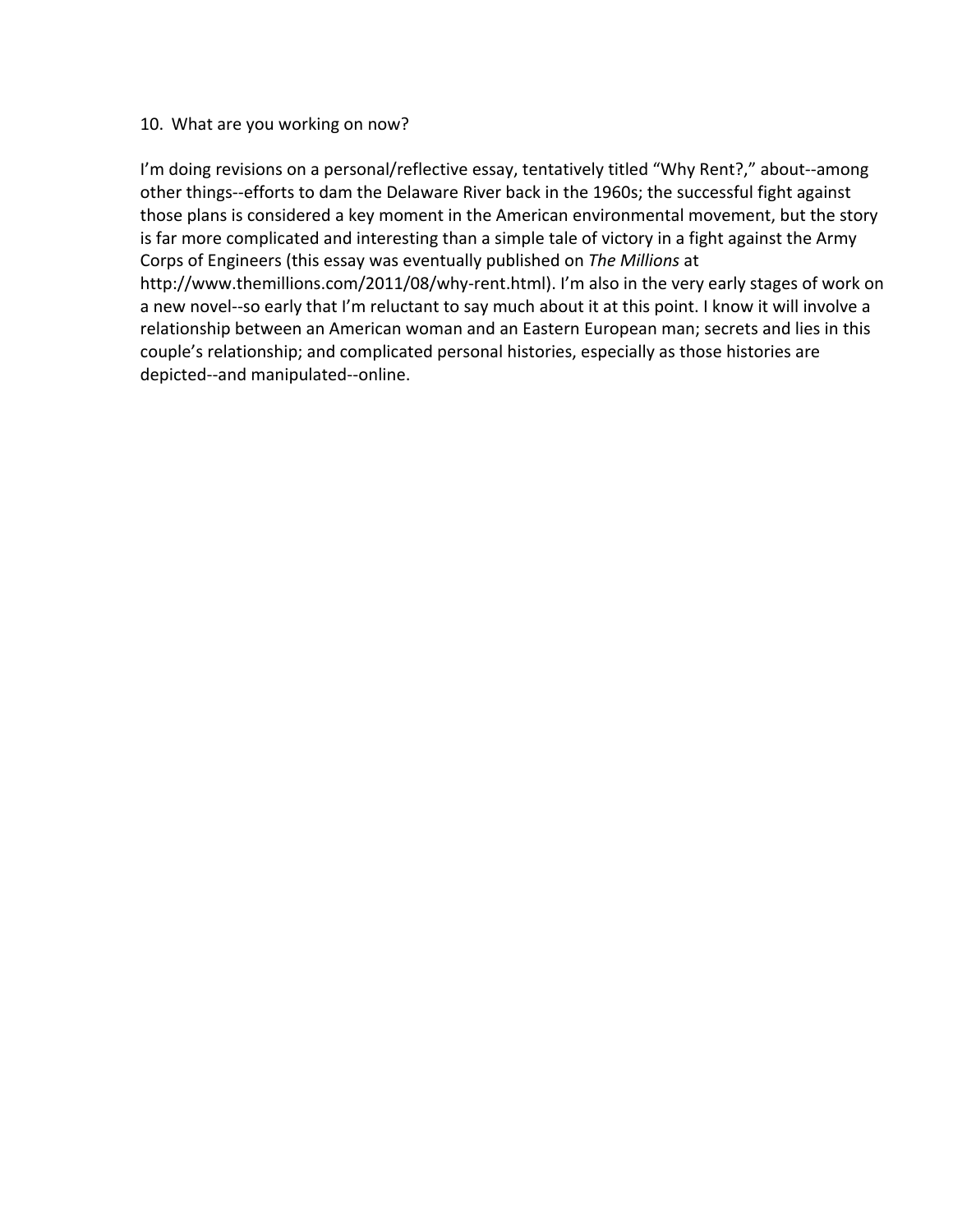10. What are you working on now?

I'm doing revisions on a personal/reflective essay, tentatively titled "Why Rent?," about--among other things--efforts to dam the Delaware River back in the 1960s; the successful fight against those plans is considered a key moment in the American environmental movement, but the story is far more complicated and interesting than a simple tale of victory in a fight against the Army Corps of Engineers (this essay was eventually published on *The Millions* at http://www.themillions.com/2011/08/why-rent.html). I'm also in the very early stages of work on a new novel--so early that I'm reluctant to say much about it at this point. I know it will involve a relationship between an American woman and an Eastern European man; secrets and lies in this couple's relationship; and complicated personal histories, especially as those histories are depicted--and manipulated--online.